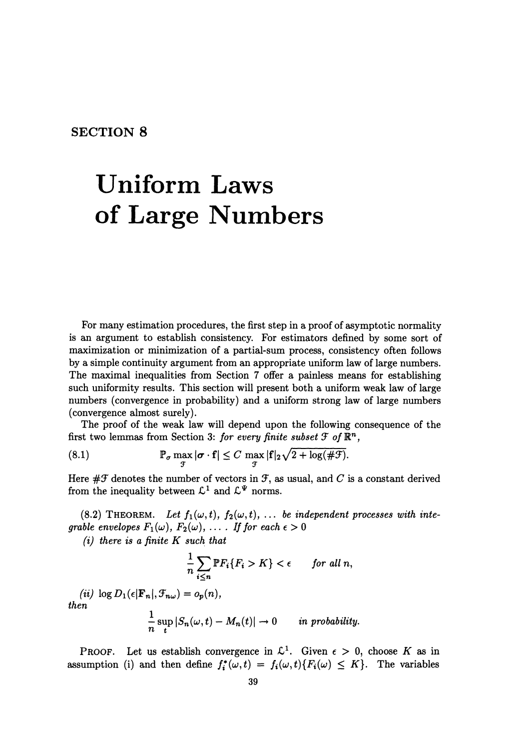## SECTION 8

# Uniform Laws of Large Numbers

For many estimation procedures, the first step in a proof of asymptotic normality is an argument to establish consistency. For estimators defined by some sort of maximization or minimization of a partial-sum process, consistency often follows by a simple continuity argument from an appropriate uniform law of large numbers. The maximal inequalities from Section 7 offer a painless means for establishing such uniformity results. This section will present both a uniform weak law of large numbers (convergence in probability) and a uniform strong law of large numbers (convergence almost surely).

The proof of the weak law will depend upon the following consequence of the first two lemmas from Section 3: *for every finite subset $\mathcal{F}$ of $\mathbb{R}^n$*,

$$\mathbb{P}_\sigma \max_{\mathcal{F}} |\sigma \cdot \mathbf{f}| \leq C \max_{\mathcal{F}} |\mathbf{f}|_2 \sqrt{2 + \log(\#\mathcal{F})}. \tag{8.1}$$

Here $\#\mathcal{F}$ denotes the number of vectors in $\mathcal{F}$, as usual, and $C$ is a constant derived from the inequality between $\mathcal{L}^1$ and $\mathcal{L}^\Psi$ norms.

(8.2) THEOREM. *Let $f_1(\omega, t)$, $f_2(\omega, t)$, ... be independent processes with integrable envelopes $F_1(\omega)$, $F_2(\omega)$, .... If for each $\epsilon > 0$*

*(i) there is a finite $K$ such that*

$$\frac{1}{n} \sum_{i \leq n} \mathbb{P} F_i \{F_i > K\} < \epsilon \qquad \textit{for all } n,$$

*(ii) $\log D_1(\epsilon |\mathbf{F}_n|, \mathcal{F}_{n\omega}) = o_p(n)$,*

*then*

$$\frac{1}{n} \sup_t |S_n(\omega, t) - M_n(t)| \to 0 \qquad \textit{in probability.}$$

PROOF. Let us establish convergence in $\mathcal{L}^1$. Given $\epsilon > 0$, choose $K$ as in assumption (i) and then define $f_i^*(\omega, t) = f_i(\omega, t)\{F_i(\omega) \leq K\}$. The variables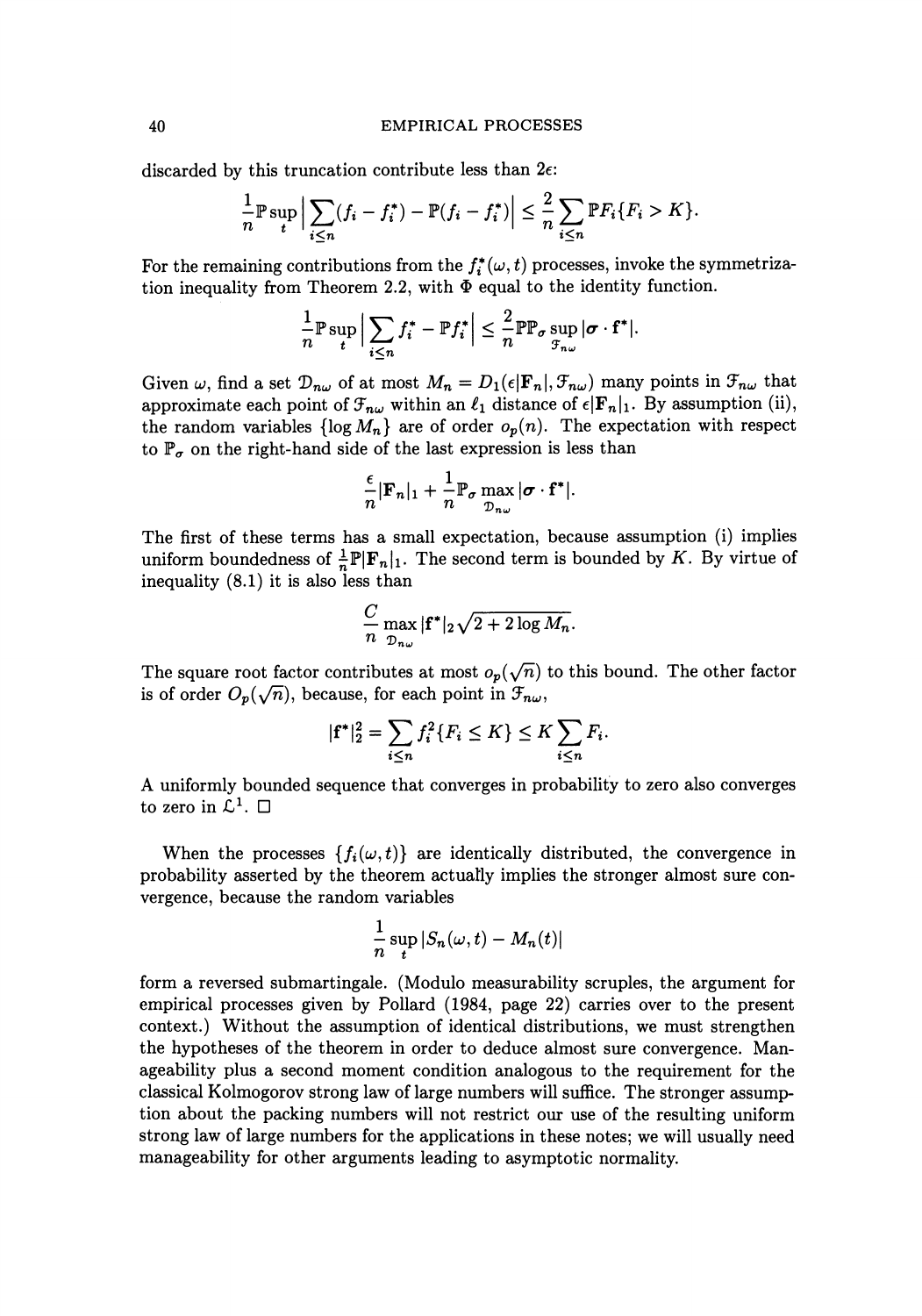discarded by this truncation contribute less than $2\epsilon$:

$$\frac{1}{n}\mathbb{P}\sup_t \Big|\sum_{i\le n}(f_i - f_i^*) - \mathbb{P}(f_i - f_i^*)\Big| \le \frac{2}{n}\sum_{i\le n}\mathbb{P}F_i\{F_i > K\}.$$

For the remaining contributions from the $f_i^*(\omega, t)$ processes, invoke the symmetrization inequality from Theorem 2.2, with $\Phi$ equal to the identity function.

$$\frac{1}{n}\mathbb{P}\sup_t \Big|\sum_{i\le n} f_i^* - \mathbb{P}f_i^*\Big| \le \frac{2}{n}\mathbb{P}\mathbb{P}_\sigma \sup_{\mathcal{F}_{n\omega}} |\boldsymbol{\sigma}\cdot\mathbf{f}^*|.$$

Given $\omega$, find a set $\mathcal{D}_{n\omega}$ of at most $M_n = D_1(\epsilon|\mathbf{F}_n|, \mathcal{F}_{n\omega})$ many points in $\mathcal{F}_{n\omega}$ that approximate each point of $\mathcal{F}_{n\omega}$ within an $\ell_1$ distance of $\epsilon|\mathbf{F}_n|_1$. By assumption (ii), the random variables $\{\log M_n\}$ are of order $o_p(n)$. The expectation with respect to $\mathbb{P}_\sigma$ on the right-hand side of the last expression is less than

$$\frac{\epsilon}{n}|\mathbf{F}_n|_1 + \frac{1}{n}\mathbb{P}_\sigma \max_{\mathcal{D}_{n\omega}} |\boldsymbol{\sigma}\cdot\mathbf{f}^*|.$$

The first of these terms has a small expectation, because assumption (i) implies uniform boundedness of $\frac{1}{n}\mathbb{P}|\mathbf{F}_n|_1$. The second term is bounded by $K$. By virtue of inequality (8.1) it is also less than

$$\frac{C}{n}\max_{\mathcal{D}_{n\omega}} |\mathbf{f}^*|_2\sqrt{2 + 2\log M_n}.$$

The square root factor contributes at most $o_p(\sqrt{n})$ to this bound. The other factor is of order $O_p(\sqrt{n})$, because, for each point in $\mathcal{F}_{n\omega}$,

$$|\mathbf{f}^*|_2^2 = \sum_{i\le n} f_i^2\{F_i \le K\} \le K\sum_{i\le n} F_i.$$

A uniformly bounded sequence that converges in probability to zero also converges to zero in $\mathcal{L}^1$. □

When the processes $\{f_i(\omega, t)\}$ are identically distributed, the convergence in probability asserted by the theorem actually implies the stronger almost sure convergence, because the random variables

$$\frac{1}{n}\sup_t |S_n(\omega, t) - M_n(t)|$$

form a reversed submartingale. (Modulo measurability scruples, the argument for empirical processes given by Pollard (1984, page 22) carries over to the present context.) Without the assumption of identical distributions, we must strengthen the hypotheses of the theorem in order to deduce almost sure convergence. Manageability plus a second moment condition analogous to the requirement for the classical Kolmogorov strong law of large numbers will suffice. The stronger assumption about the packing numbers will not restrict our use of the resulting uniform strong law of large numbers for the applications in these notes; we will usually need manageability for other arguments leading to asymptotic normality.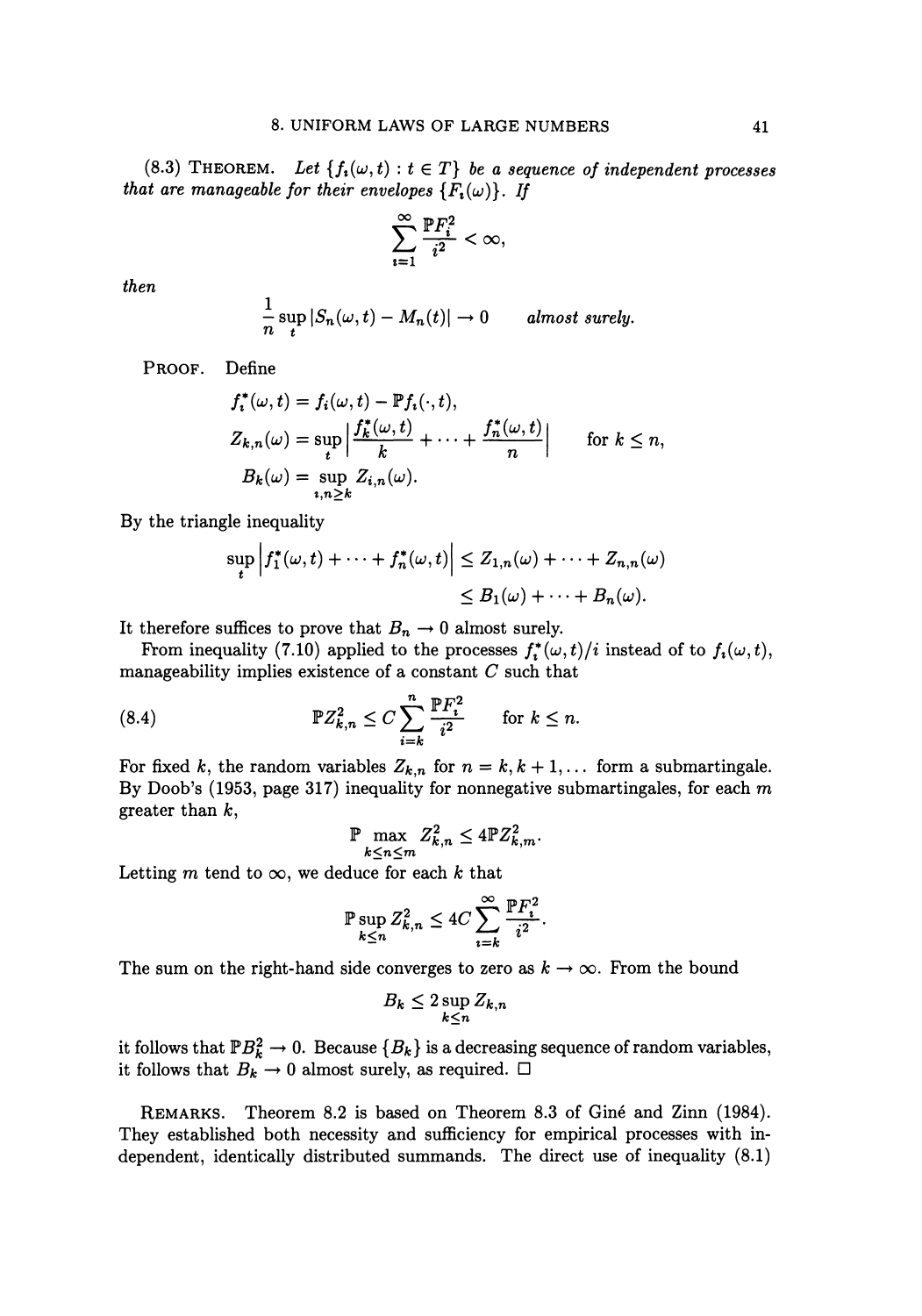(8.3) THEOREM. *Let $\{f_i(\omega, t) : t \in T\}$ be a sequence of independent processes that are manageable for their envelopes $\{F_i(\omega)\}$. If*

$$\sum_{i=1}^{\infty} \frac{\mathbb{P}F_i^2}{i^2} < \infty,$$

*then*

$$\frac{1}{n} \sup_t |S_n(\omega, t) - M_n(t)| \to 0 \qquad \textit{almost surely.}$$

PROOF. Define

$$\begin{aligned}
f_i^*(\omega, t) &= f_i(\omega, t) - \mathbb{P}f_i(\cdot, t), \\
Z_{k,n}(\omega) &= \sup_t \left| \frac{f_k^*(\omega, t)}{k} + \cdots + \frac{f_n^*(\omega, t)}{n} \right| \qquad \text{for } k \leq n, \\
B_k(\omega) &= \sup_{i,n \geq k} Z_{i,n}(\omega).
\end{aligned}$$

By the triangle inequality

$$\begin{aligned}
\sup_t \left| f_1^*(\omega, t) + \cdots + f_n^*(\omega, t) \right| &\leq Z_{1,n}(\omega) + \cdots + Z_{n,n}(\omega) \\
&\leq B_1(\omega) + \cdots + B_n(\omega).
\end{aligned}$$

It therefore suffices to prove that $B_n \to 0$ almost surely.

From inequality (7.10) applied to the processes $f_i^*(\omega, t)/i$ instead of to $f_i(\omega, t)$, manageability implies existence of a constant $C$ such that

$$\mathbb{P}Z_{k,n}^2 \leq C \sum_{i=k}^{n} \frac{\mathbb{P}F_i^2}{i^2} \qquad \text{for } k \leq n. \tag{8.4}$$

For fixed $k$, the random variables $Z_{k,n}$ for $n = k, k+1, \ldots$ form a submartingale. By Doob's (1953, page 317) inequality for nonnegative submartingales, for each $m$ greater than $k$,

$$\mathbb{P} \max_{k \leq n \leq m} Z_{k,n}^2 \leq 4 \mathbb{P} Z_{k,m}^2.$$

Letting $m$ tend to $\infty$, we deduce for each $k$ that

$$\mathbb{P} \sup_{k \leq n} Z_{k,n}^2 \leq 4C \sum_{i=k}^{\infty} \frac{\mathbb{P}F_i^2}{i^2}.$$

The sum on the right-hand side converges to zero as $k \to \infty$. From the bound

$$B_k \leq 2 \sup_{k \leq n} Z_{k,n}$$

it follows that $\mathbb{P}B_k^2 \to 0$. Because $\{B_k\}$ is a decreasing sequence of random variables, it follows that $B_k \to 0$ almost surely, as required. □

REMARKS. Theorem 8.2 is based on Theorem 8.3 of Giné and Zinn (1984). They established both necessity and sufficiency for empirical processes with independent, identically distributed summands. The direct use of inequality (8.1)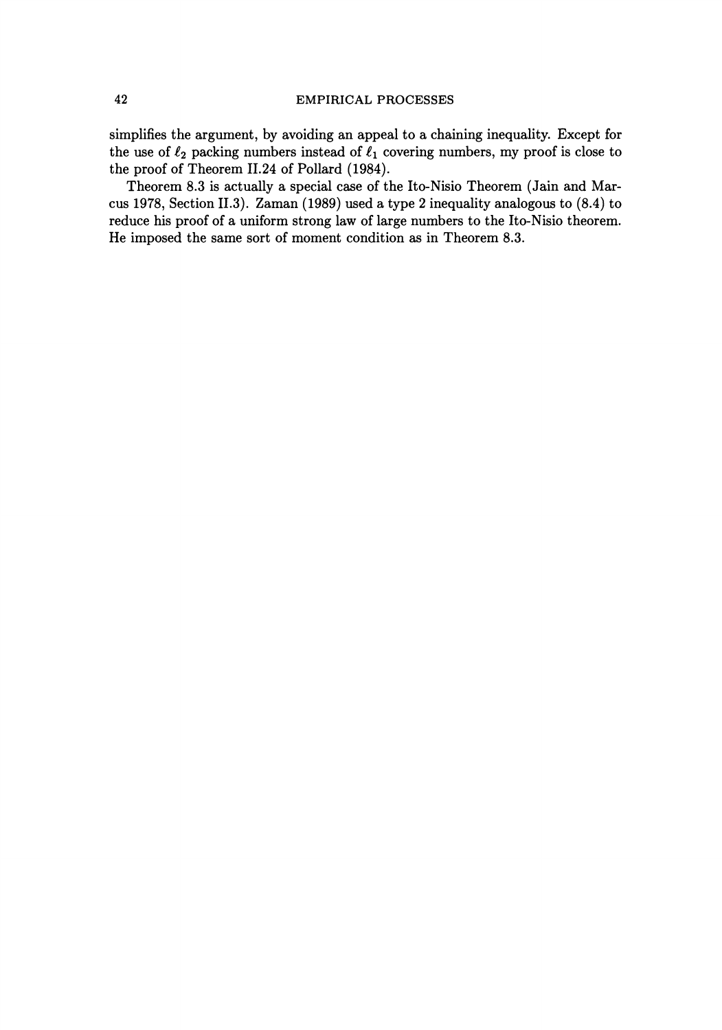simplifies the argument, by avoiding an appeal to a chaining inequality. Except for the use of $\ell_2$ packing numbers instead of $\ell_1$ covering numbers, my proof is close to the proof of Theorem II.24 of Pollard (1984).

Theorem 8.3 is actually a special case of the Ito-Nisio Theorem (Jain and Marcus 1978, Section II.3). Zaman (1989) used a type 2 inequality analogous to (8.4) to reduce his proof of a uniform strong law of large numbers to the Ito-Nisio theorem. He imposed the same sort of moment condition as in Theorem 8.3.